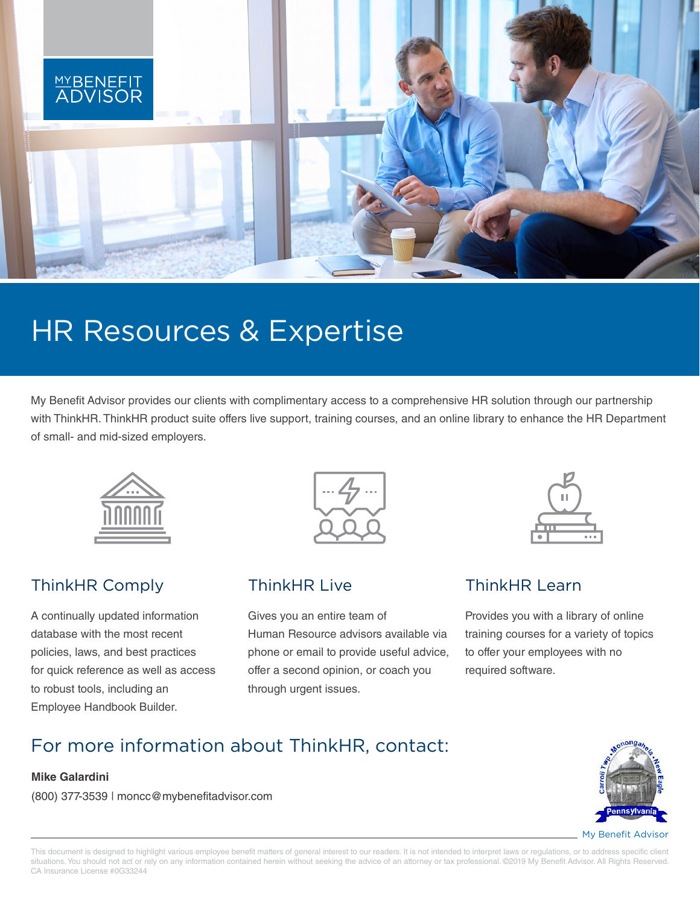MYBENEFIT ADVISOR

# HR Resources & Expertise

My Benefit Advisor provides our clients with complimentary access to a comprehensive HR solution through our partnership with ThinkHR. ThinkHR product suite offers live support, training courses, and an online library to enhance the HR Department of small- and mid-sized employers.

## ThinkHR Comply

A continually updated information database with the most recent policies, laws, and best practices for quick reference as well as access to robust tools, including an Employee Handbook Builder.

## ThinkHR Live

Gives you an entire team of Human Resource advisors available via phone or email to provide useful advice, offer a second opinion, or coach you through urgent issues.

## ThinkHR Learn

Provides you with a library of online training courses for a variety of topics to offer your employees with no required software.

## For more information about ThinkHR, contact:

**Mike Galardini**

(800) 377-3539 | moncc@mybenefitadvisor.com

Carroll Twp. • Monongahela • New Eagle
Pennsylvania
My Benefit Advisor

This document is designed to highlight various employee benefit matters of general interest to our readers. It is not intended to interpret laws or regulations, or to address specific client situations. You should not act or rely on any information contained herein without seeking the advice of an attorney or tax professional. ©2019 My Benefit Advisor. All Rights Reserved. CA Insurance License #0G33244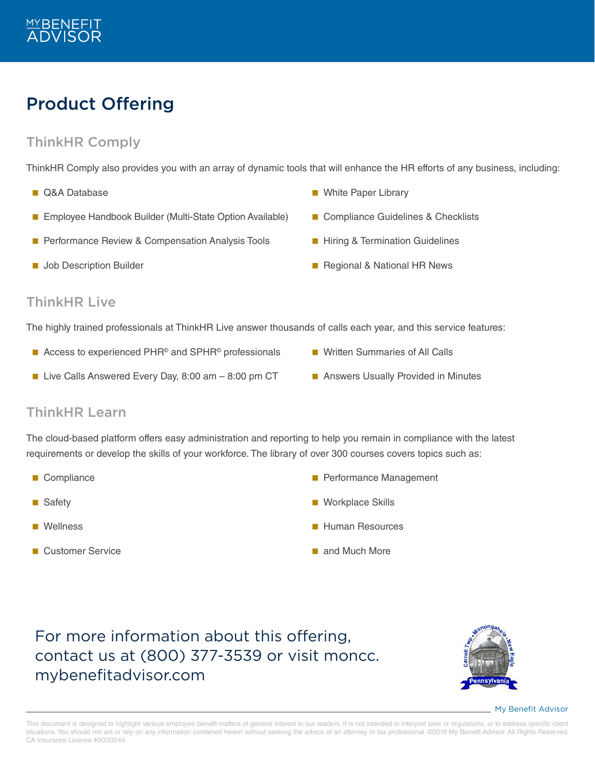# Product Offering

## ThinkHR Comply

ThinkHR Comply also provides you with an array of dynamic tools that will enhance the HR efforts of any business, including:

- Q&A Database
- Employee Handbook Builder (Multi-State Option Available)
- Performance Review & Compensation Analysis Tools
- Job Description Builder
- White Paper Library
- Compliance Guidelines & Checklists
- Hiring & Termination Guidelines
- Regional & National HR News

## ThinkHR Live

The highly trained professionals at ThinkHR Live answer thousands of calls each year, and this service features:

- Access to experienced PHR© and SPHR© professionals
- Live Calls Answered Every Day, 8:00 am – 8:00 pm CT
- Written Summaries of All Calls
- Answers Usually Provided in Minutes

## ThinkHR Learn

The cloud-based platform offers easy administration and reporting to help you remain in compliance with the latest requirements or develop the skills of your workforce. The library of over 300 courses covers topics such as:

- Compliance
- Safety
- Wellness
- Customer Service
- Performance Management
- Workplace Skills
- Human Resources
- and Much More

For more information about this offering, contact us at (800) 377-3539 or visit moncc.mybenefitadvisor.com

This document is designed to highlight various employee benefit matters of general interest to our readers. It is not intended to interpret laws or regulations, or to address specific client situations. You should not act or rely on any information contained herein without seeking the advice of an attorney or tax professional. ©2019 My Benefit Advisor. All Rights Reserved. CA Insurance License #0G33244